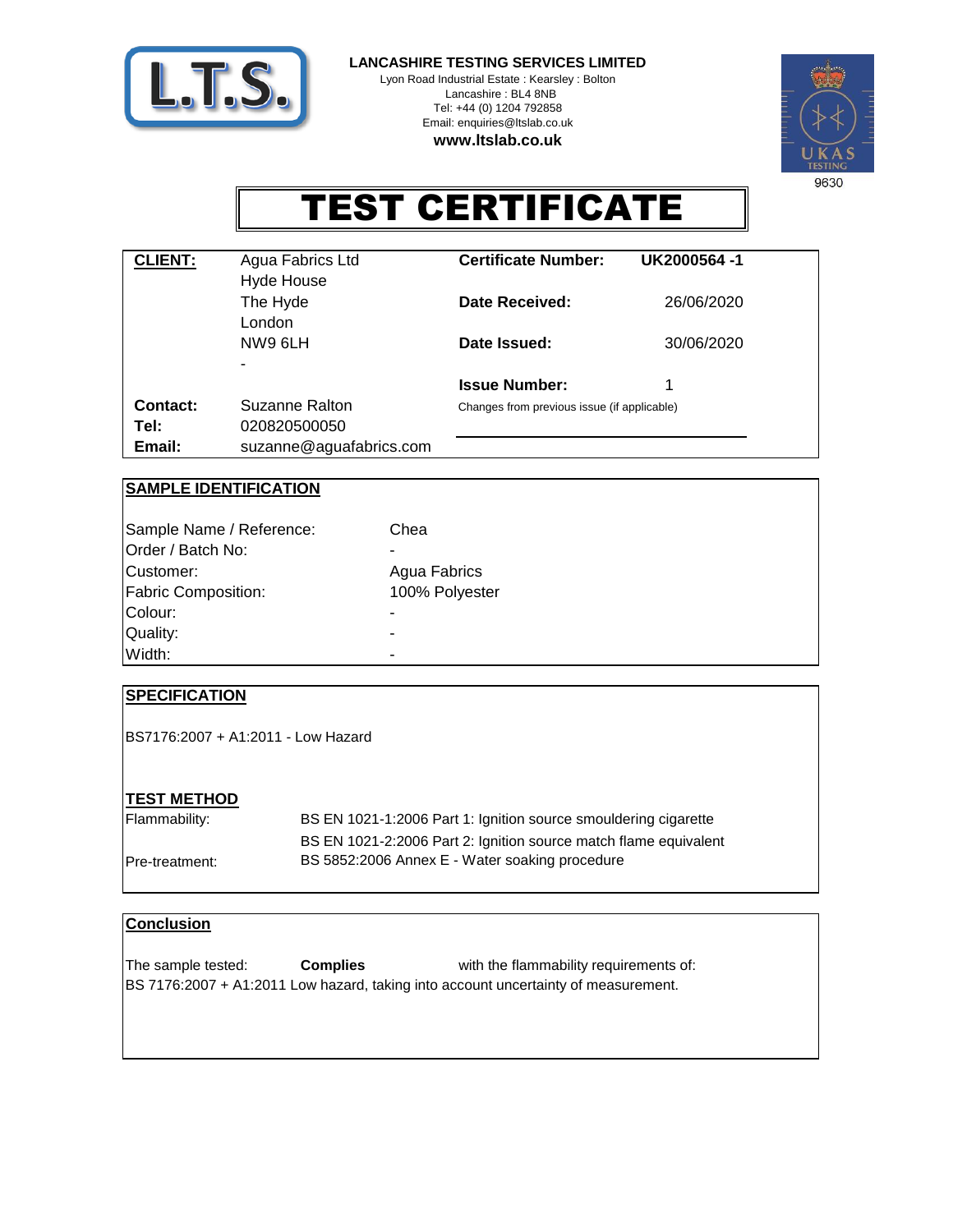**LANCASHIRE TESTING SERVICES LIMITED**

Lyon Road Industrial Estate : Kearsley : Bolton
Lancashire : BL4 8NB
Tel: +44 (0) 1204 792858
Email: enquiries@ltslab.co.uk

**www.ltslab.co.uk**

9630

# TEST CERTIFICATE

| **CLIENT:** | Agua Fabrics Ltd | **Certificate Number:** | **UK2000564 -1** |
|---|---|---|---|
| | Hyde House | | |
| | The Hyde | **Date Received:** | 26/06/2020 |
| | London | | |
| | NW9 6LH | **Date Issued:** | 30/06/2020 |
| | - | | |
| | | **Issue Number:** | 1 |
| **Contact:** | Suzanne Ralton | Changes from previous issue (if applicable) | |
| **Tel:** | 020820500050 | | |
| **Email:** | suzanne@aguafabrics.com | | |

## SAMPLE IDENTIFICATION

| | |
|---|---|
| Sample Name / Reference: | Chea |
| Order / Batch No: | - |
| Customer: | Agua Fabrics |
| Fabric Composition: | 100% Polyester |
| Colour: | - |
| Quality: | - |
| Width: | - |

## SPECIFICATION

BS7176:2007 + A1:2011 - Low Hazard

## TEST METHOD

| | |
|---|---|
| Flammability: | BS EN 1021-1:2006 Part 1: Ignition source smouldering cigarette |
| | BS EN 1021-2:2006 Part 2: Ignition source match flame equivalent |
| Pre-treatment: | BS 5852:2006 Annex E - Water soaking procedure |

## Conclusion

The sample tested: **Complies** with the flammability requirements of:
BS 7176:2007 + A1:2011 Low hazard, taking into account uncertainty of measurement.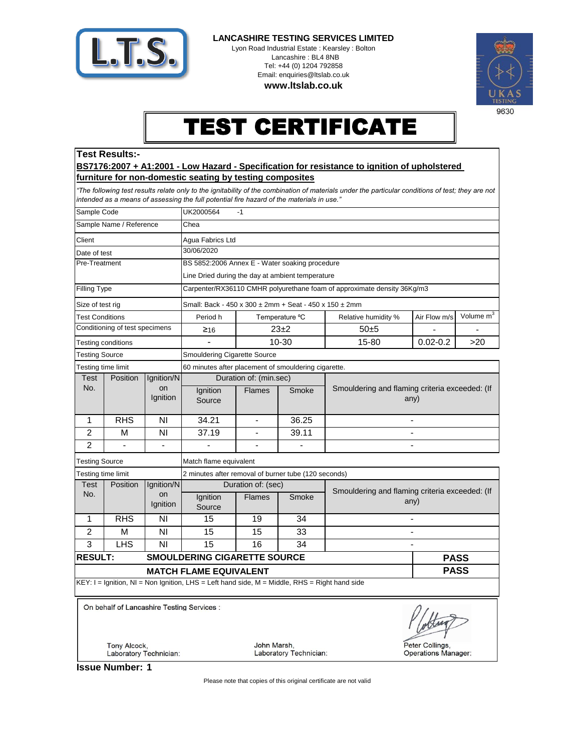**LANCASHIRE TESTING SERVICES LIMITED**
Lyon Road Industrial Estate : Kearsley : Bolton
Lancashire : BL4 8NB
Tel: +44 (0) 1204 792858
Email: enquiries@ltslab.co.uk
**www.ltslab.co.uk**

9630

# TEST CERTIFICATE

## Test Results:-

**BS7176:2007 + A1:2001 - Low Hazard - Specification for resistance to ignition of upholstered furniture for non-domestic seating by testing composites**

*"The following test results relate only to the ignitability of the combination of materials under the particular conditions of test; they are not intended as a means of assessing the full potential fire hazard of the materials in use."*

| | |
|---|---|
| Sample Code | UK2000564 -1 |
| Sample Name / Reference | Chea |
| Client | Agua Fabrics Ltd |
| Date of test | 30/06/2020 |
| Pre-Treatment | BS 5852:2006 Annex E - Water soaking procedure<br>Line Dried during the day at ambient temperature |
| Filling Type | Carpenter/RX36110 CMHR polyurethane foam of approximate density 36Kg/m3 |
| Size of test rig | Small: Back - 450 x 300 ± 2mm + Seat - 450 x 150 ± 2mm |

| Test Conditions | Period h | Temperature ºC | Relative humidity % | Air Flow m/s | Volume $m^3$ |
|---|---|---|---|---|---|
| Conditioning of test specimens | ≥16 | 23±2 | 50±5 | - | - |
| Testing conditions | - | 10-30 | 15-80 | 0.02-0.2 | >20 |

Testing Source: Smouldering Cigarette Source

Testing time limit: 60 minutes after placement of smouldering cigarette.

| Test No. | Position | Ignition/Non Ignition | Duration of: (min.sec) Ignition Source | Flames | Smoke | Smouldering and flaming criteria exceeded: (If any) |
|---|---|---|---|---|---|---|
| 1 | RHS | NI | 34.21 | - | 36.25 | - |
| 2 | M | NI | 37.19 | - | 39.11 | - |
| 2 | - | - | - | - | - | - |

Testing Source: Match flame equivalent

Testing time limit: 2 minutes after removal of burner tube (120 seconds)

| Test No. | Position | Ignition/Non Ignition | Duration of: (sec) Ignition Source | Flames | Smoke | Smouldering and flaming criteria exceeded: (If any) |
|---|---|---|---|---|---|---|
| 1 | RHS | NI | 15 | 19 | 34 | - |
| 2 | M | NI | 15 | 15 | 33 | - |
| 3 | LHS | NI | 15 | 16 | 34 | - |

| RESULT: | |
|---|---|
| SMOULDERING CIGARETTE SOURCE | PASS |
| MATCH FLAME EQUIVALENT | PASS |

KEY: I = Ignition, NI = Non Ignition, LHS = Left hand side, M = Middle, RHS = Right hand side

On behalf of Lancashire Testing Services :

Tony Alcock,
Laboratory Technician:

John Marsh,
Laboratory Technician:

Peter Collings,
Operations Manager:

**Issue Number: 1**

Please note that copies of this original certificate are not valid